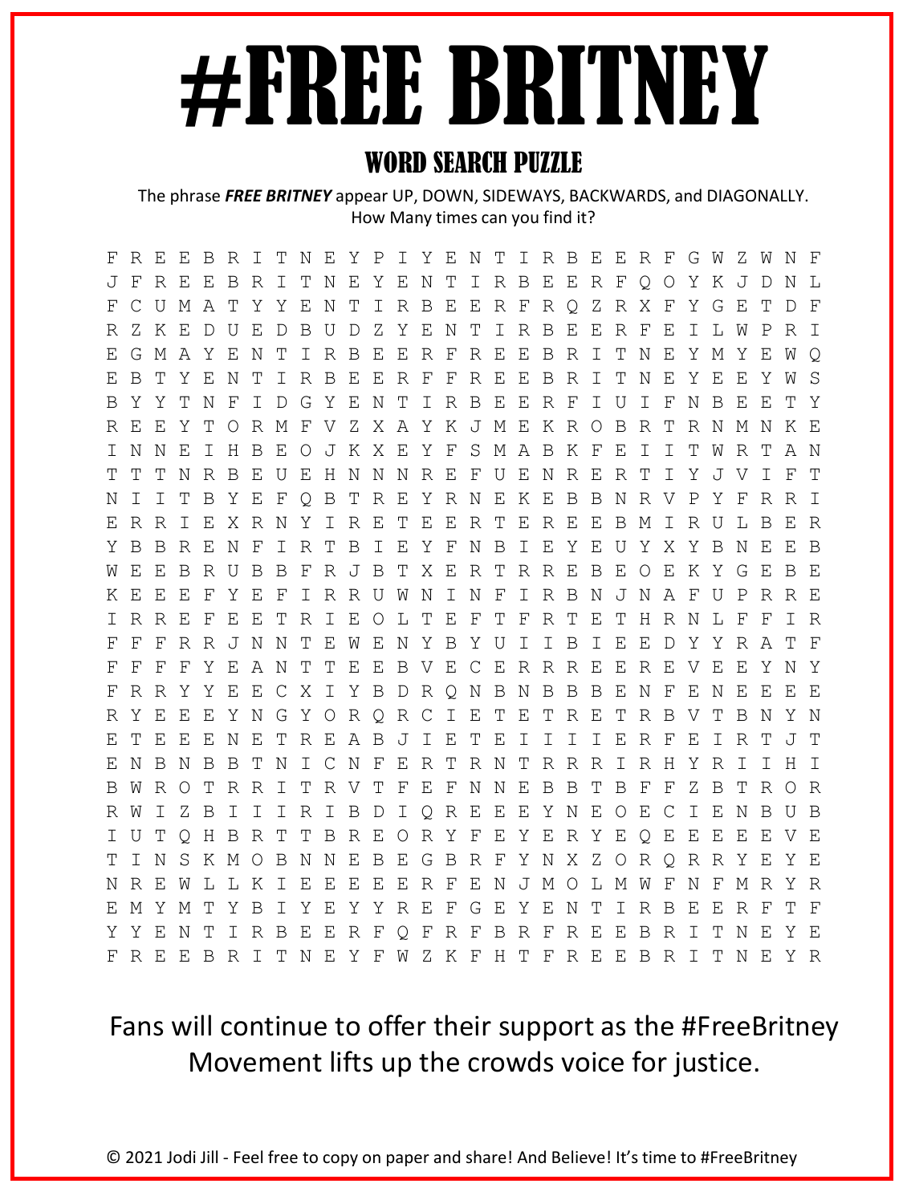# #FREE BRITNEY

## WORD SEARCH PUZZLE

The phrase ***FREE BRITNEY*** appear UP, DOWN, SIDEWAYS, BACKWARDS, and DIAGONALLY. How Many times can you find it?

```
F R E E B R I T N E Y P I Y E N T I R B E E R F G W Z W N F
J F R E E B R I T N E Y E N T I R B E E R F Q O Y K J D N L
F C U M A T Y Y E N T I R B E E R F R Q Z R X F Y G E T D F
R Z K E D U E D B U D Z Y E N T I R B E E R F E I L W P R I
E G M A Y E N T I R B E E R F R E E B R I T N E Y M Y E W Q
E B T Y E N T I R B E E R F F R E E B R I T N E Y E E Y W S
B Y Y T N F I D G Y E N T I R B E E R F I U I F N B E E T Y
R E E Y T O R M F V Z X A Y K J M E K R O B R T R N M N K E
I N N E I H B E O J K X E Y F S M A B K F E I I T W R T A N
T T T N R B E U E H N N N R E F U E N R E R T I Y J V I F T
N I I T B Y E F Q B T R E Y R N E K E B B N R V P Y F R R I
E R R I E X R N Y I R E T E E R T E R E E B M I R U L B E R
Y B B R E N F I R T B I E Y F N B I E Y E U Y X Y B N E E B
W E E B R U B B F R J B T X E R T R R E B E O E K Y G E B E
K E E E F Y E F I R R U W N I N F I R B N J N A F U P R R E
I R R E F E E T R I E O L T E F T F R T E T H R N L F F I R
F F F R R J N N T E W E N Y B Y U I I B I E E D Y Y R A T F
F F F F Y E A N T T E E B V E C E R R R E E R E V E E Y N Y
F R R Y Y E E C X I Y B D R Q N B N B B B E N F E N E E E E
R Y E E E Y N G Y O R Q R C I E T E T R E T R B V T B N Y N
E T E E E N E T R E A B J I E T E I I I I E R F E I R T J T
E N B N B B T N I C N F E R T R N T R R R I R H Y R I I H I
B W R O T R R I T R V T F E F N N E B B T B F F Z B T R O R
R W I Z B I I I R I B D I Q R E E E Y N E O E C I E N B U B
I U T Q H B R T T B R E O R Y F E Y E R Y E Q E E E E E V E
T I N S K M O B N N E B E G B R F Y N X Z O R Q R R Y E Y E
N R E W L L K I E E E E E R F E N J M O L M W F N F M R Y R
E M Y M T Y B I Y E Y Y R E F G E Y E N T I R B E E R F T F
Y Y E N T I R B E E R F Q F R F B R F R E E B R I T N E Y E
F R E E B R I T N E Y F W Z K F H T F R E E B R I T N E Y R
```

Fans will continue to offer their support as the #FreeBritney Movement lifts up the crowds voice for justice.

© 2021 Jodi Jill - Feel free to copy on paper and share! And Believe! It's time to #FreeBritney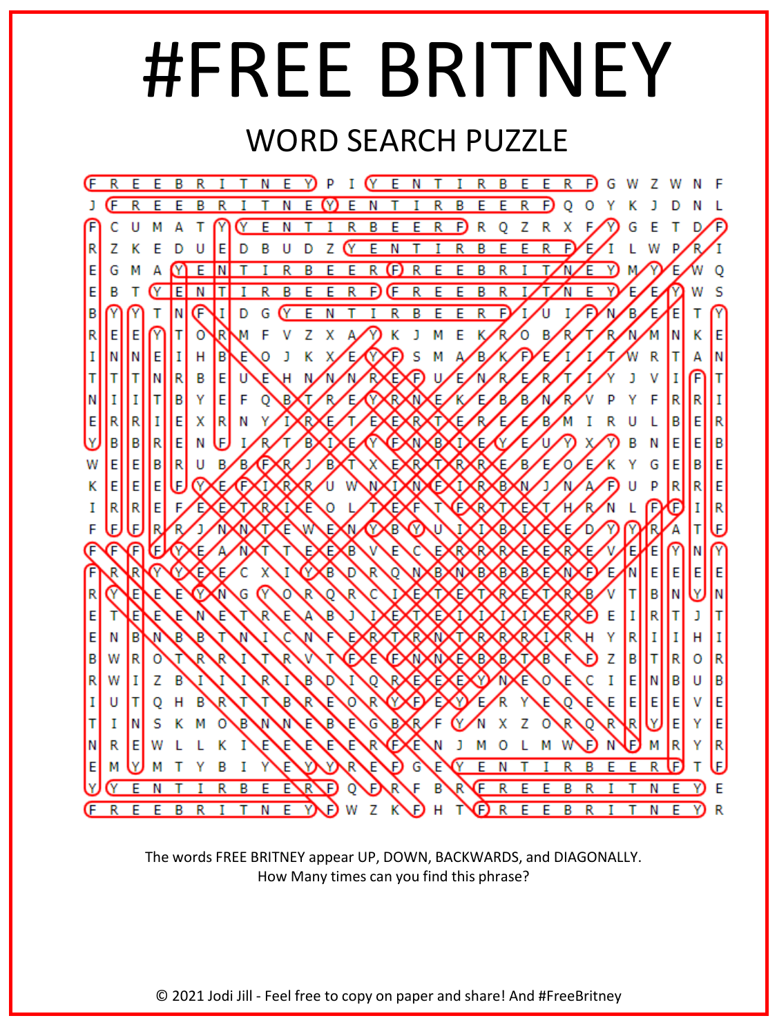# #FREE BRITNEY

## WORD SEARCH PUZZLE

```
F R E E B R I T N E Y P I Y E N T I R B E E R F G W Z W N F
J F R E E B R I T N E Y E N T I R B E E R F Q O Y K J D N L
F C U M A T Y Y E N T I R B E E R F R Q Z R X F Y G E T D F
R Z K E D U E D B U D Z Y E N T I R B E E R F E I L W P R I
E G M A Y E N T I R B E E R F R E E B R I T N E Y M Y E W Q
E B T Y E N T I R B E E R F F R E E B R I T N E Y E E Y W S
B Y Y T N F I D G Y E N T I R B E E R F I U I F N B E E T Y
R E E Y T O R M F V Z X A Y K J M E K R O B R T R N M N K E
I N N E I H B E O J K X E Y F S M A B K F E I I T W R T A N
T T T N R B E U E H N N N R E F U E N R E R T I Y J V I F T
N I I T B Y E F Q B T R E Y R N E K E B B N R V P Y F R R I
E R R I E X R N Y I R E T E E R T E R E E B M I R U L B E R
Y B B R E N F I R T B I E Y F N B I E Y E U Y X Y B N E E B
W E E B R U B B F R J B T X E R T R R E B E O E K Y G E B E
K E E E F Y E F I R R U W N I N F I R B N J N A F U P R R E
I R R E F E E T R I E O L T E F T F R T E T H R N L F F I R
F F F R R J N N T E W E N Y B Y U I I B I E E D Y Y R A T F
F F F F Y E A N T T E E B V E C E R R R E E R E V E E Y N Y
F R R Y Y E E C X I Y B D R Q N B N B B B E N F E N E E E E
R Y E E E Y N G Y O R Q R C I E T E T R E T R B V T B N Y N
E T E E E N E T R E A B J I E T E I I I I E R F E I R T J T
E N B N B B T N I C N F E R T R N T R R R I R H Y R I I H I
B W R O T R R I T R V T F E E N N E B B T B F F Z B T R O R
R W I Z B I I I R I B D I Q R E E E Y N E O E C I E N B U B
I U T Q H B R T T B R E O R Y F E Y E R Y E Q E E E E E V E
T I N S K M O B N N E B E G B R F Y N X Z O R Q R R Y E Y E
N R E W L L K I E E E E E R F E N J M O L M W F N F M R Y R
E M Y M T Y B I Y E Y Y R E F G E Y E N T I R B E E R F T F
Y Y E N T I R B E E R F Q F R F B R F R E E B R I T N E Y E
F R E E B R I T N E Y F W Z K F H T F R E E B R I T N E Y R
```

The words FREE BRITNEY appear UP, DOWN, BACKWARDS, and DIAGONALLY.
How Many times can you find this phrase?

© 2021 Jodi Jill - Feel free to copy on paper and share! And #FreeBritney